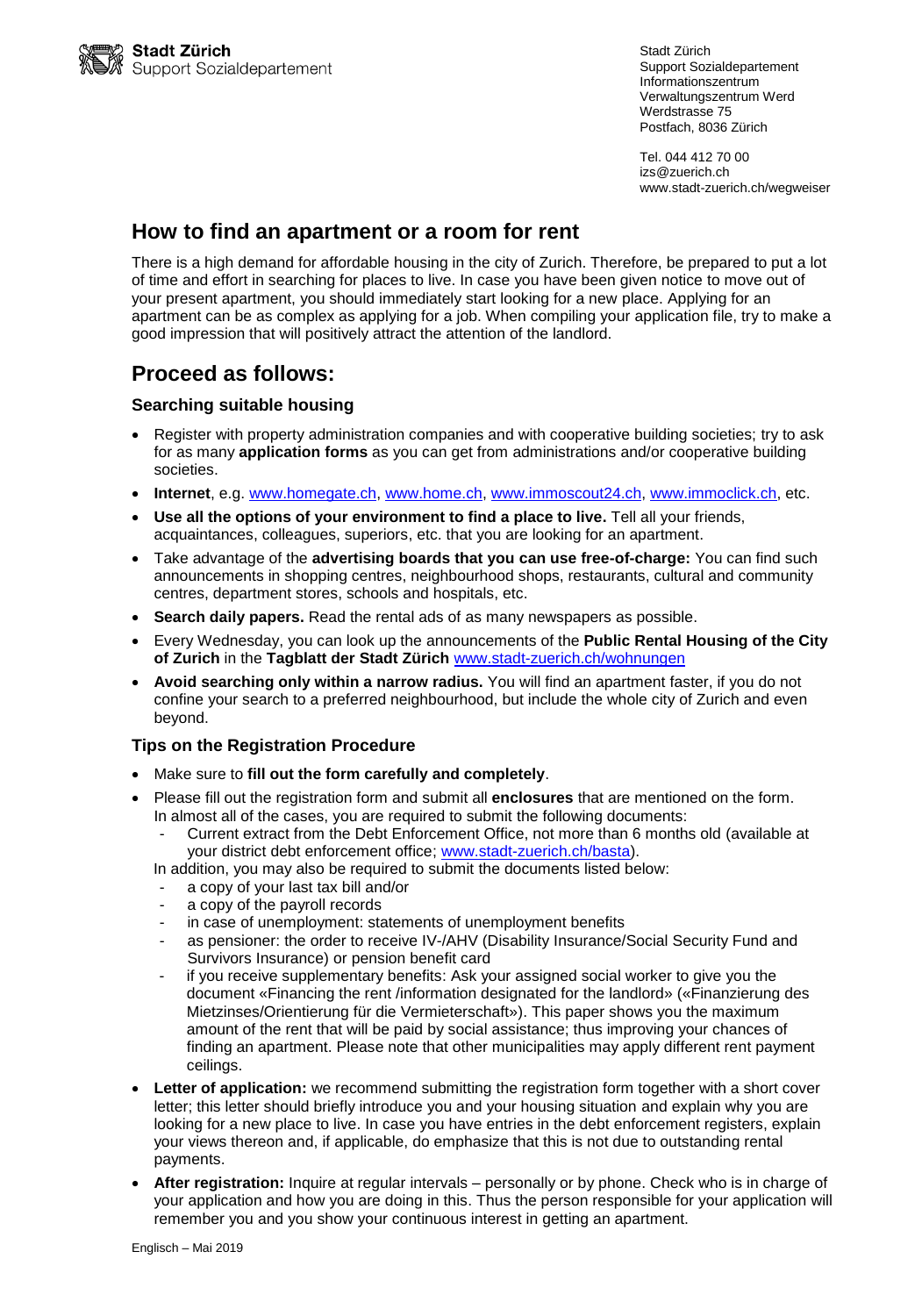Stadt Zürich
Support Sozialdepartement

Stadt Zürich
Support Sozialdepartement
Informationszentrum
Verwaltungszentrum Werd
Werdstrasse 75
Postfach, 8036 Zürich

Tel. 044 412 70 00
izs@zuerich.ch
www.stadt-zuerich.ch/wegweiser

# How to find an apartment or a room for rent

There is a high demand for affordable housing in the city of Zurich. Therefore, be prepared to put a lot of time and effort in searching for places to live. In case you have been given notice to move out of your present apartment, you should immediately start looking for a new place. Applying for an apartment can be as complex as applying for a job. When compiling your application file, try to make a good impression that will positively attract the attention of the landlord.

# Proceed as follows:

### Searching suitable housing

- Register with property administration companies and with cooperative building societies; try to ask for as many **application forms** as you can get from administrations and/or cooperative building societies.
- **Internet**, e.g. www.homegate.ch, www.home.ch, www.immoscout24.ch, www.immoclick.ch, etc.
- **Use all the options of your environment to find a place to live.** Tell all your friends, acquaintances, colleagues, superiors, etc. that you are looking for an apartment.
- Take advantage of the **advertising boards that you can use free-of-charge:** You can find such announcements in shopping centres, neighbourhood shops, restaurants, cultural and community centres, department stores, schools and hospitals, etc.
- **Search daily papers.** Read the rental ads of as many newspapers as possible.
- Every Wednesday, you can look up the announcements of the **Public Rental Housing of the City of Zurich** in the **Tagblatt der Stadt Zürich** www.stadt-zuerich.ch/wohnungen
- **Avoid searching only within a narrow radius.** You will find an apartment faster, if you do not confine your search to a preferred neighbourhood, but include the whole city of Zurich and even beyond.

### Tips on the Registration Procedure

- Make sure to **fill out the form carefully and completely**.
- Please fill out the registration form and submit all **enclosures** that are mentioned on the form. In almost all of the cases, you are required to submit the following documents:
  - Current extract from the Debt Enforcement Office, not more than 6 months old (available at your district debt enforcement office; www.stadt-zuerich.ch/basta).

  In addition, you may also be required to submit the documents listed below:
  - a copy of your last tax bill and/or
  - a copy of the payroll records
  - in case of unemployment: statements of unemployment benefits
  - as pensioner: the order to receive IV-/AHV (Disability Insurance/Social Security Fund and Survivors Insurance) or pension benefit card
  - if you receive supplementary benefits: Ask your assigned social worker to give you the document «Financing the rent /information designated for the landlord» («Finanzierung des Mietzinses/Orientierung für die Vermieterschaft»). This paper shows you the maximum amount of the rent that will be paid by social assistance; thus improving your chances of finding an apartment. Please note that other municipalities may apply different rent payment ceilings.
- **Letter of application:** we recommend submitting the registration form together with a short cover letter; this letter should briefly introduce you and your housing situation and explain why you are looking for a new place to live. In case you have entries in the debt enforcement registers, explain your views thereon and, if applicable, do emphasize that this is not due to outstanding rental payments.
- **After registration:** Inquire at regular intervals – personally or by phone. Check who is in charge of your application and how you are doing in this. Thus the person responsible for your application will remember you and you show your continuous interest in getting an apartment.

Englisch – Mai 2019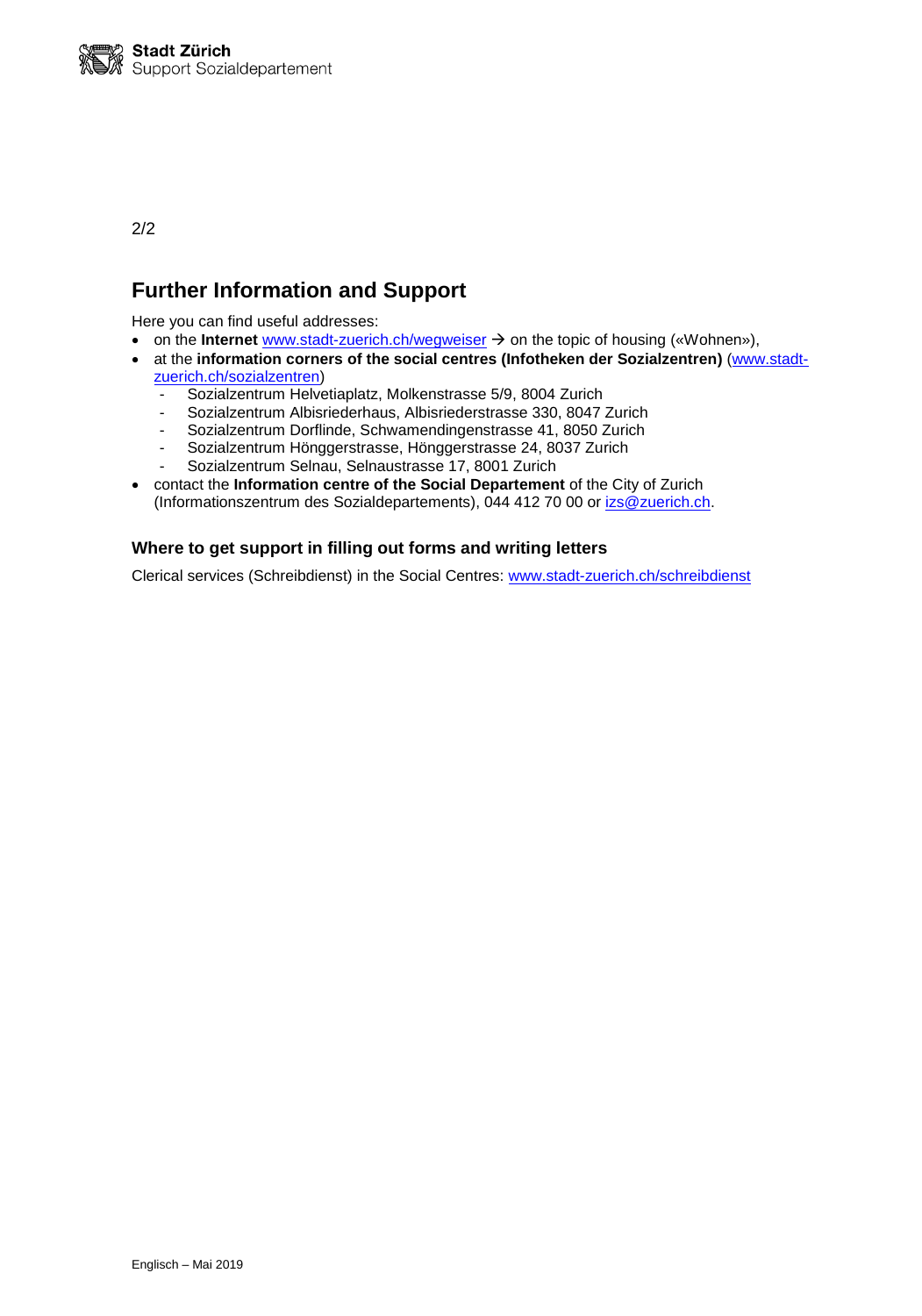## Further Information and Support

Here you can find useful addresses:

- on the **Internet** www.stadt-zuerich.ch/wegweiser → on the topic of housing («Wohnen»),
- at the **information corners of the social centres (Infotheken der Sozialzentren)** (www.stadt-zuerich.ch/sozialzentren)
  - Sozialzentrum Helvetiaplatz, Molkenstrasse 5/9, 8004 Zurich
  - Sozialzentrum Albisriederhaus, Albisriederstrasse 330, 8047 Zurich
  - Sozialzentrum Dorflinde, Schwamendingenstrasse 41, 8050 Zurich
  - Sozialzentrum Hönggerstrasse, Hönggerstrasse 24, 8037 Zurich
  - Sozialzentrum Selnau, Selnaustrasse 17, 8001 Zurich
- contact the **Information centre of the Social Departement** of the City of Zurich (Informationszentrum des Sozialdepartements), 044 412 70 00 or izs@zuerich.ch.

### Where to get support in filling out forms and writing letters

Clerical services (Schreibdienst) in the Social Centres: www.stadt-zuerich.ch/schreibdienst

Englisch – Mai 2019